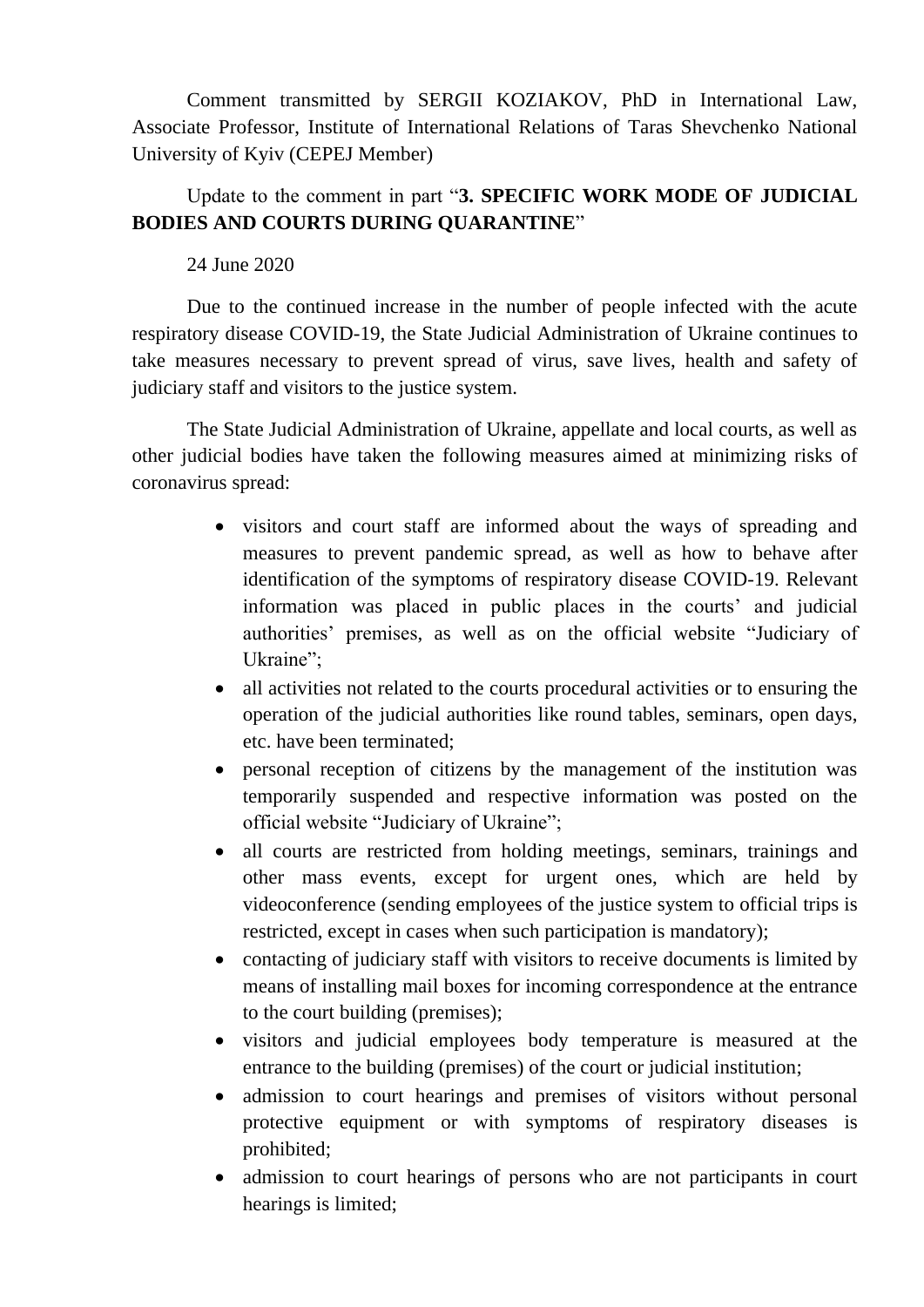Comment transmitted by SERGII KOZIAKOV, PhD in International Law, Associate Professor, Institute of International Relations of Taras Shevchenko National University of Kyiv (CEPEJ Member)

Update to the comment in part "**3. SPECIFIC WORK MODE OF JUDICIAL BODIES AND COURTS DURING QUARANTINE**"

24 June 2020

Due to the continued increase in the number of people infected with the acute respiratory disease COVID-19, the State Judicial Administration of Ukraine continues to take measures necessary to prevent spread of virus, save lives, health and safety of judiciary staff and visitors to the justice system.

The State Judicial Administration of Ukraine, appellate and local courts, as well as other judicial bodies have taken the following measures aimed at minimizing risks of coronavirus spread:

- visitors and court staff are informed about the ways of spreading and measures to prevent pandemic spread, as well as how to behave after identification of the symptoms of respiratory disease COVID-19. Relevant information was placed in public places in the courts' and judicial authorities' premises, as well as on the official website "Judiciary of Ukraine";
- all activities not related to the courts procedural activities or to ensuring the operation of the judicial authorities like round tables, seminars, open days, etc. have been terminated;
- personal reception of citizens by the management of the institution was temporarily suspended and respective information was posted on the official website "Judiciary of Ukraine";
- all courts are restricted from holding meetings, seminars, trainings and other mass events, except for urgent ones, which are held by videoconference (sending employees of the justice system to official trips is restricted, except in cases when such participation is mandatory);
- contacting of judiciary staff with visitors to receive documents is limited by means of installing mail boxes for incoming correspondence at the entrance to the court building (premises);
- visitors and judicial employees body temperature is measured at the entrance to the building (premises) of the court or judicial institution;
- admission to court hearings and premises of visitors without personal protective equipment or with symptoms of respiratory diseases is prohibited;
- admission to court hearings of persons who are not participants in court hearings is limited;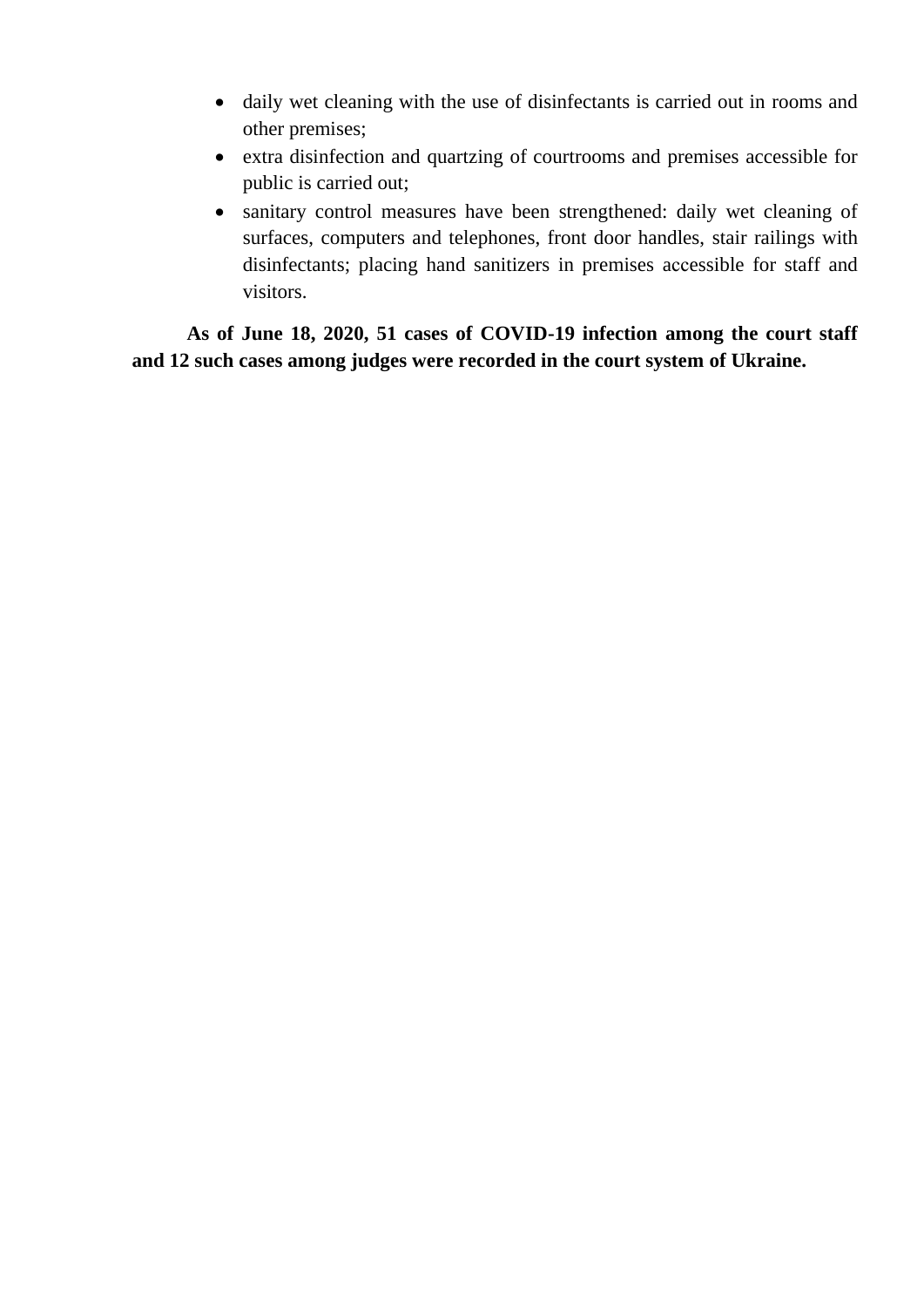- daily wet cleaning with the use of disinfectants is carried out in rooms and other premises;
- extra disinfection and quartzing of courtrooms and premises accessible for public is carried out;
- sanitary control measures have been strengthened: daily wet cleaning of surfaces, computers and telephones, front door handles, stair railings with disinfectants; placing hand sanitizers in premises accessible for staff and visitors.

**As of June 18, 2020, 51 cases of COVID-19 infection among the court staff and 12 such cases among judges were recorded in the court system of Ukraine.**